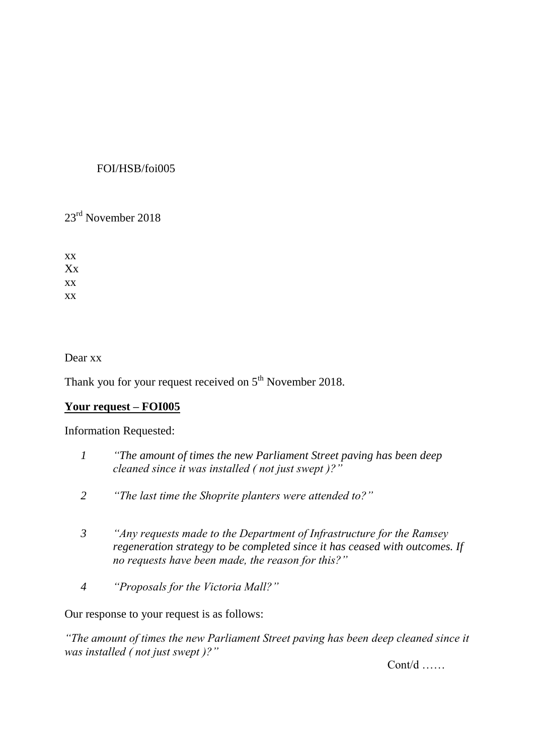FOI/HSB/foi005

23rd November 2018

xx
Xx
xx
xx

Dear xx

Thank you for your request received on 5th November 2018.

**Your request – FOI005**

Information Requested:

1. *"The amount of times the new Parliament Street paving has been deep cleaned since it was installed ( not just swept )?"*

2. *"The last time the Shoprite planters were attended to?"*

3. *"Any requests made to the Department of Infrastructure for the Ramsey regeneration strategy to be completed since it has ceased with outcomes. If no requests have been made, the reason for this?"*

4. *"Proposals for the Victoria Mall?"*

Our response to your request is as follows:

*"The amount of times the new Parliament Street paving has been deep cleaned since it was installed ( not just swept )?"*

Cont/d ……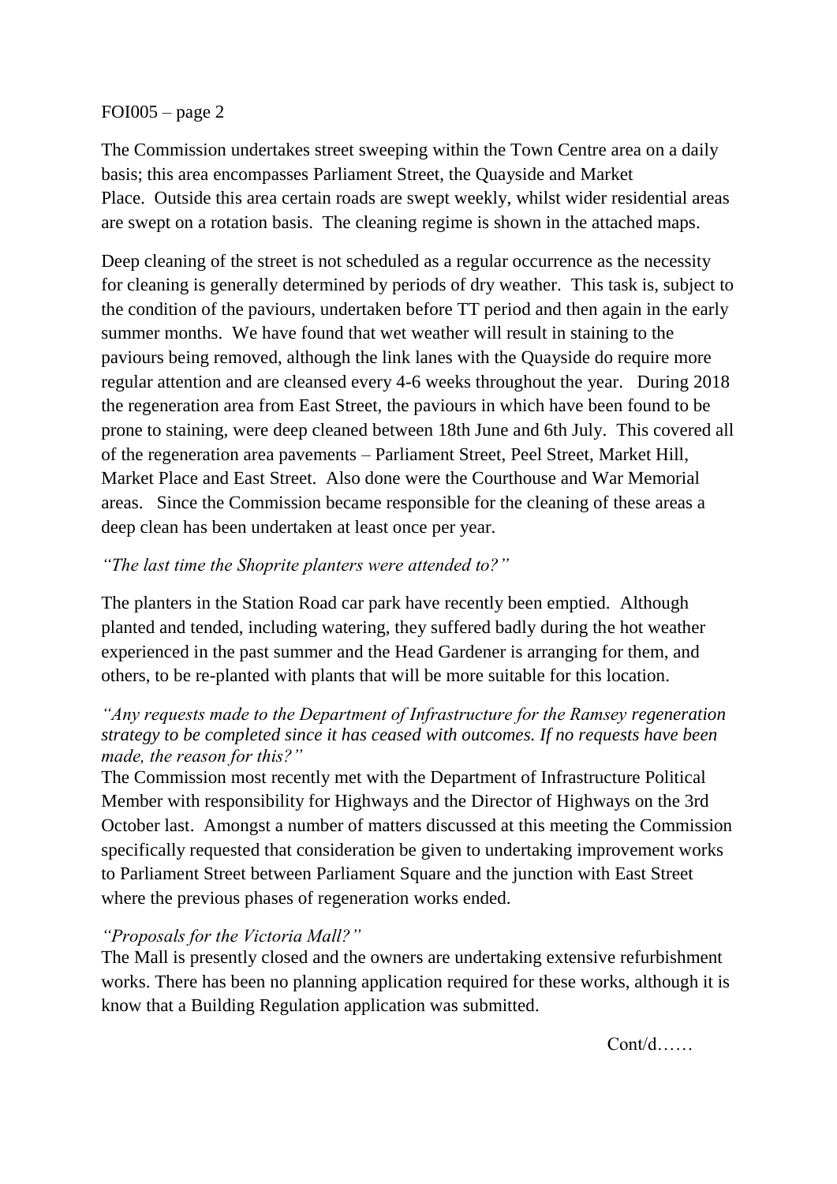FOI005 – page 2

The Commission undertakes street sweeping within the Town Centre area on a daily basis; this area encompasses Parliament Street, the Quayside and Market Place. Outside this area certain roads are swept weekly, whilst wider residential areas are swept on a rotation basis. The cleaning regime is shown in the attached maps.

Deep cleaning of the street is not scheduled as a regular occurrence as the necessity for cleaning is generally determined by periods of dry weather. This task is, subject to the condition of the paviours, undertaken before TT period and then again in the early summer months. We have found that wet weather will result in staining to the paviours being removed, although the link lanes with the Quayside do require more regular attention and are cleansed every 4-6 weeks throughout the year. During 2018 the regeneration area from East Street, the paviours in which have been found to be prone to staining, were deep cleaned between 18th June and 6th July. This covered all of the regeneration area pavements – Parliament Street, Peel Street, Market Hill, Market Place and East Street. Also done were the Courthouse and War Memorial areas. Since the Commission became responsible for the cleaning of these areas a deep clean has been undertaken at least once per year.

*"The last time the Shoprite planters were attended to?"*

The planters in the Station Road car park have recently been emptied. Although planted and tended, including watering, they suffered badly during the hot weather experienced in the past summer and the Head Gardener is arranging for them, and others, to be re-planted with plants that will be more suitable for this location.

*"Any requests made to the Department of Infrastructure for the Ramsey regeneration strategy to be completed since it has ceased with outcomes. If no requests have been made, the reason for this?"*

The Commission most recently met with the Department of Infrastructure Political Member with responsibility for Highways and the Director of Highways on the 3rd October last. Amongst a number of matters discussed at this meeting the Commission specifically requested that consideration be given to undertaking improvement works to Parliament Street between Parliament Square and the junction with East Street where the previous phases of regeneration works ended.

*"Proposals for the Victoria Mall?"*

The Mall is presently closed and the owners are undertaking extensive refurbishment works. There has been no planning application required for these works, although it is know that a Building Regulation application was submitted.

Cont/d……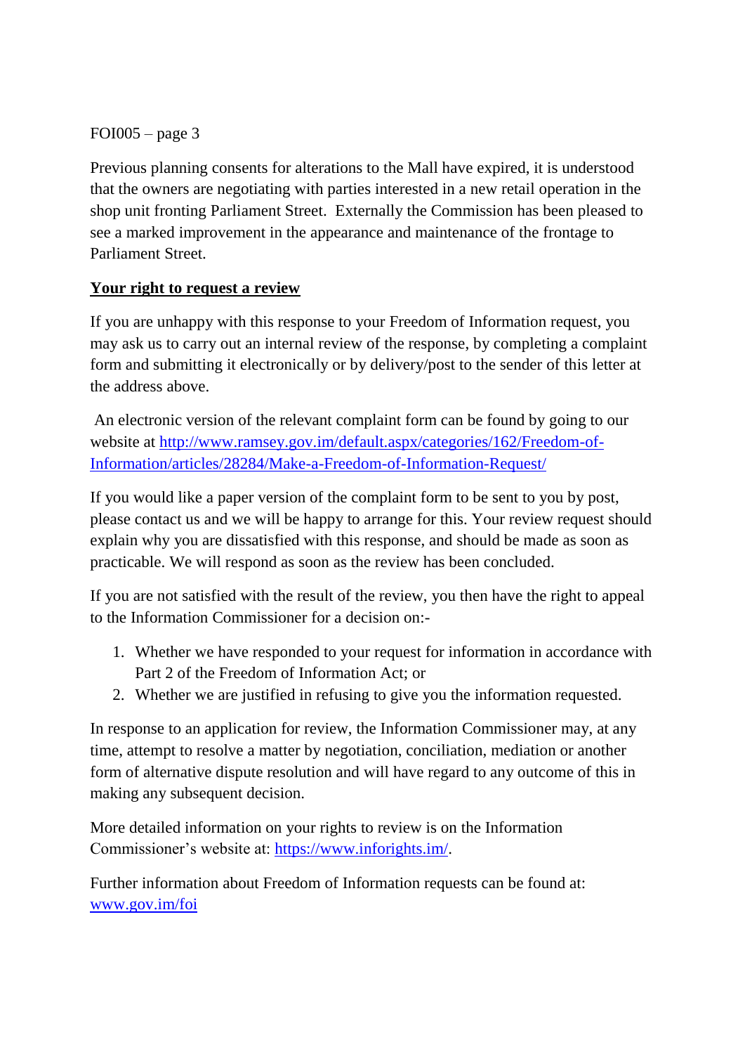Previous planning consents for alterations to the Mall have expired, it is understood that the owners are negotiating with parties interested in a new retail operation in the shop unit fronting Parliament Street. Externally the Commission has been pleased to see a marked improvement in the appearance and maintenance of the frontage to Parliament Street.

**Your right to request a review**

If you are unhappy with this response to your Freedom of Information request, you may ask us to carry out an internal review of the response, by completing a complaint form and submitting it electronically or by delivery/post to the sender of this letter at the address above.

An electronic version of the relevant complaint form can be found by going to our website at [http://www.ramsey.gov.im/default.aspx/categories/162/Freedom-of-Information/articles/28284/Make-a-Freedom-of-Information-Request/](http://www.ramsey.gov.im/default.aspx/categories/162/Freedom-of-Information/articles/28284/Make-a-Freedom-of-Information-Request/)

If you would like a paper version of the complaint form to be sent to you by post, please contact us and we will be happy to arrange for this. Your review request should explain why you are dissatisfied with this response, and should be made as soon as practicable. We will respond as soon as the review has been concluded.

If you are not satisfied with the result of the review, you then have the right to appeal to the Information Commissioner for a decision on:-

1. Whether we have responded to your request for information in accordance with Part 2 of the Freedom of Information Act; or
2. Whether we are justified in refusing to give you the information requested.

In response to an application for review, the Information Commissioner may, at any time, attempt to resolve a matter by negotiation, conciliation, mediation or another form of alternative dispute resolution and will have regard to any outcome of this in making any subsequent decision.

More detailed information on your rights to review is on the Information Commissioner's website at: [https://www.inforights.im/](https://www.inforights.im/).

Further information about Freedom of Information requests can be found at: [www.gov.im/foi](http://www.gov.im/foi)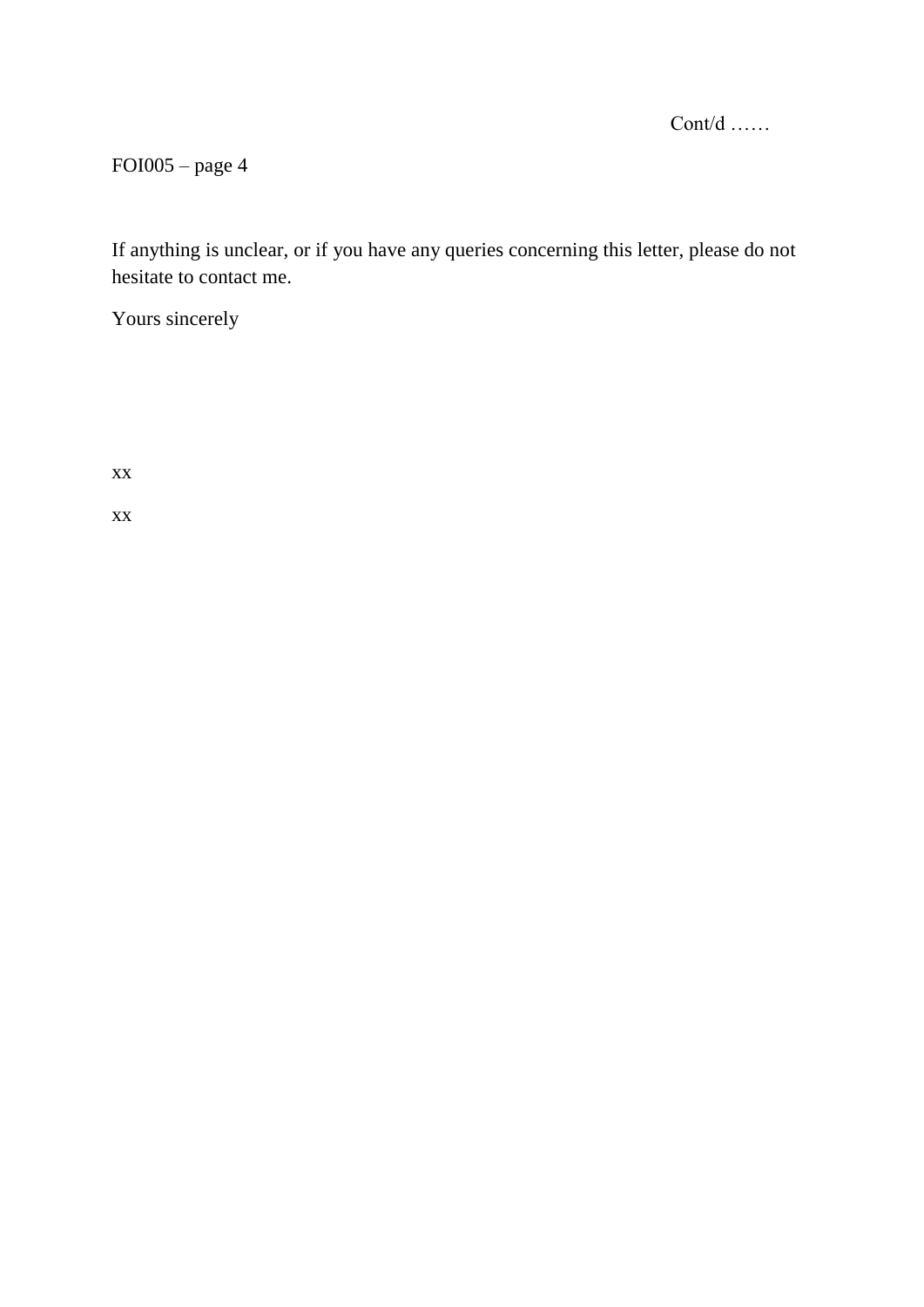Cont/d ……

FOI005 – page 4

If anything is unclear, or if you have any queries concerning this letter, please do not hesitate to contact me.

Yours sincerely

xx

xx